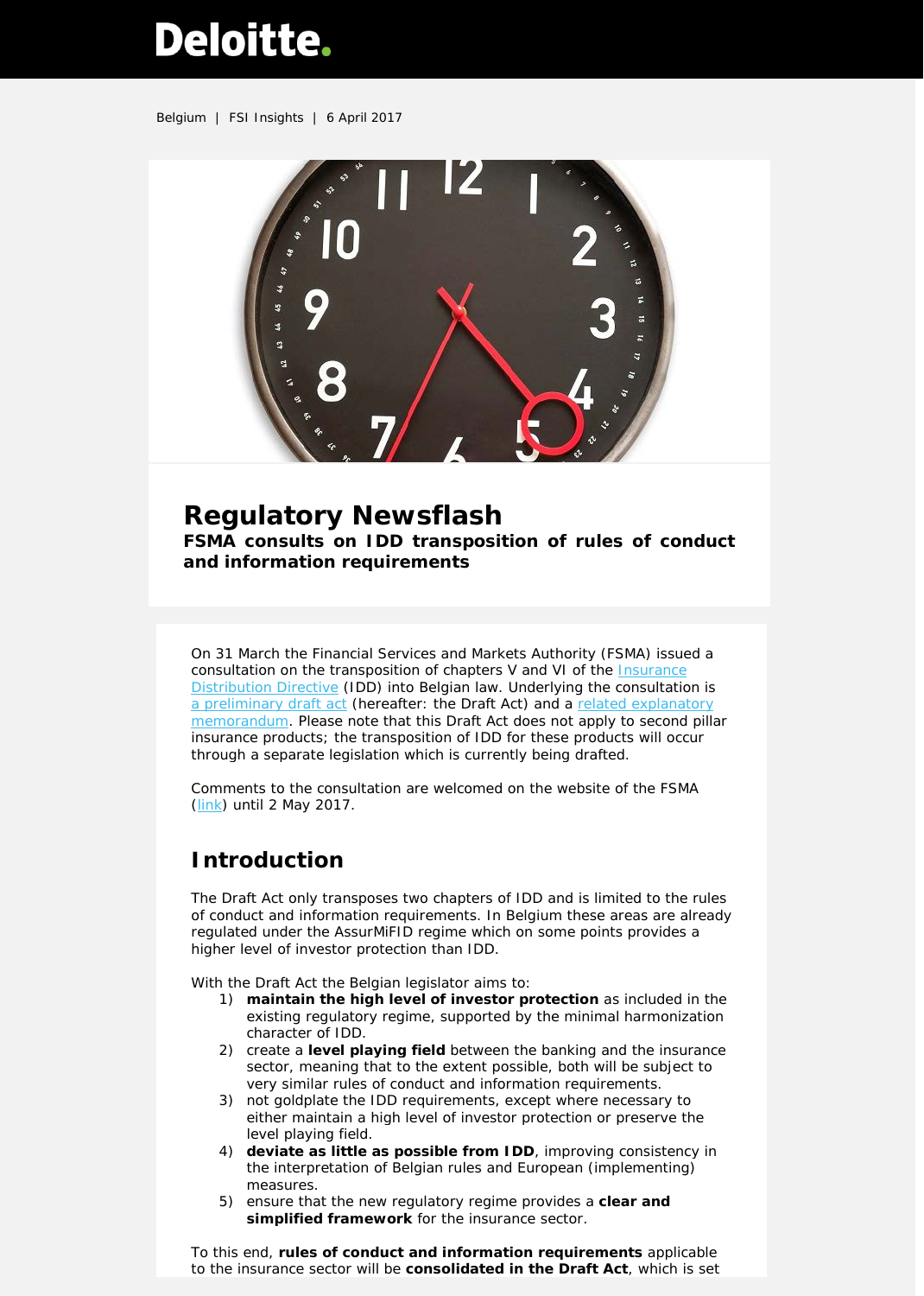Deloitte.

Belgium | FSI Insights | 6 April 2017

# Regulatory Newsflash

**FSMA consults on IDD transposition of rules of conduct and information requirements**

On 31 March the Financial Services and Markets Authority (FSMA) issued a consultation on the transposition of chapters V and VI of the Insurance Distribution Directive (IDD) into Belgian law. Underlying the consultation is a preliminary draft act (hereafter: the Draft Act) and a related explanatory memorandum. Please note that this Draft Act does not apply to second pillar insurance products; the transposition of IDD for these products will occur through a separate legislation which is currently being drafted.

Comments to the consultation are welcomed on the website of the FSMA (link) until 2 May 2017.

## Introduction

The Draft Act only transposes two chapters of IDD and is limited to the rules of conduct and information requirements. In Belgium these areas are already regulated under the AssurMiFID regime which on some points provides a higher level of investor protection than IDD.

With the Draft Act the Belgian legislator aims to:

1) **maintain the high level of investor protection** as included in the existing regulatory regime, supported by the minimal harmonization character of IDD.
2) create a **level playing field** between the banking and the insurance sector, meaning that to the extent possible, both will be subject to very similar rules of conduct and information requirements.
3) not goldplate the IDD requirements, except where necessary to either maintain a high level of investor protection or preserve the level playing field.
4) **deviate as little as possible from IDD**, improving consistency in the interpretation of Belgian rules and European (implementing) measures.
5) ensure that the new regulatory regime provides a **clear and simplified framework** for the insurance sector.

To this end, **rules of conduct and information requirements** applicable to the insurance sector will be **consolidated in the Draft Act**, which is set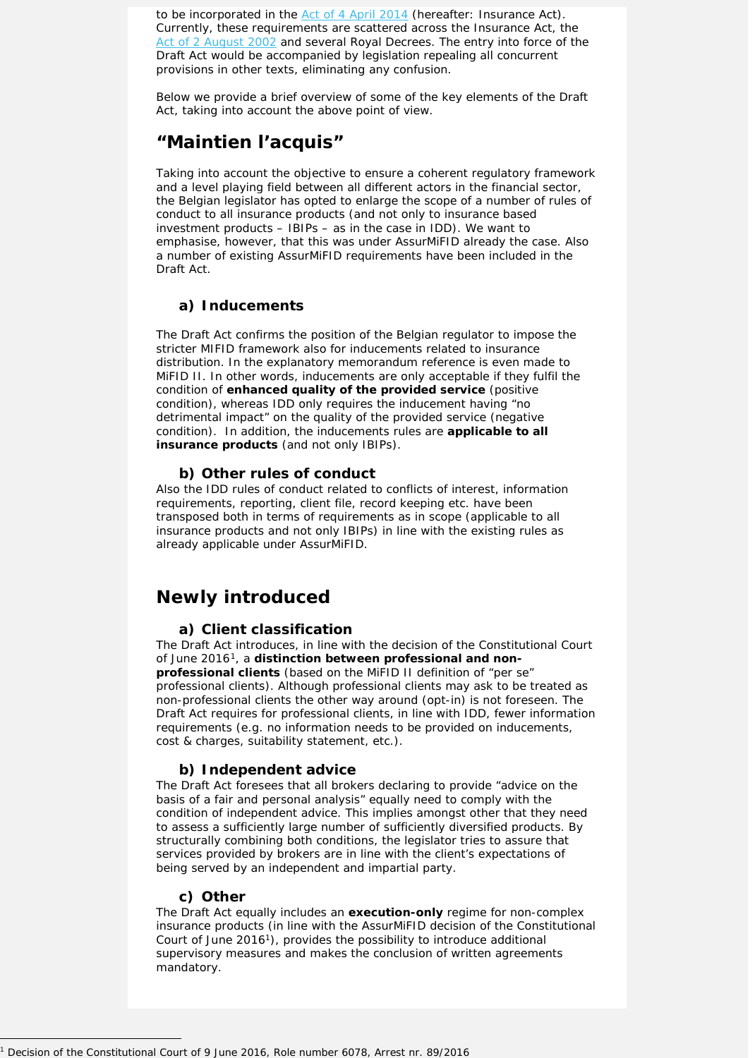to be incorporated in the [Act of 4 April 2014] (hereafter: Insurance Act). Currently, these requirements are scattered across the Insurance Act, the [Act of 2 August 2002] and several Royal Decrees. The entry into force of the Draft Act would be accompanied by legislation repealing all concurrent provisions in other texts, eliminating any confusion.

Below we provide a brief overview of some of the key elements of the Draft Act, taking into account the above point of view.

## "Maintien l'acquis"

Taking into account the objective to ensure a coherent regulatory framework and a level playing field between all different actors in the financial sector, the Belgian legislator has opted to enlarge the scope of a number of rules of conduct to all insurance products (and not only to insurance based investment products – IBIPs – as in the case in IDD). We want to emphasise, however, that this was under AssurMiFID already the case. Also a number of existing AssurMiFID requirements have been included in the Draft Act.

### a) Inducements

The Draft Act confirms the position of the Belgian regulator to impose the stricter MIFID framework also for inducements related to insurance distribution. In the explanatory memorandum reference is even made to MiFID II. In other words, inducements are only acceptable if they fulfil the condition of **enhanced quality of the provided service** (positive condition), whereas IDD only requires the inducement having "no detrimental impact" on the quality of the provided service (negative condition). In addition, the inducements rules are **applicable to all insurance products** (and not only IBIPs).

### b) Other rules of conduct

Also the IDD rules of conduct related to conflicts of interest, information requirements, reporting, client file, record keeping etc. have been transposed both in terms of requirements as in scope (applicable to all insurance products and not only IBIPs) in line with the existing rules as already applicable under AssurMiFID.

## Newly introduced

### a) Client classification

The Draft Act introduces, in line with the decision of the Constitutional Court of June 2016[1], a **distinction between professional and non-professional clients** (based on the MiFID II definition of "per se" professional clients). Although professional clients may ask to be treated as non-professional clients the other way around (opt-in) is not foreseen. The Draft Act requires for professional clients, in line with IDD, fewer information requirements (e.g. no information needs to be provided on inducements, cost & charges, suitability statement, etc.).

### b) Independent advice

The Draft Act foresees that all brokers declaring to provide "advice on the basis of a fair and personal analysis" equally need to comply with the condition of independent advice. This implies amongst other that they need to assess a sufficiently large number of sufficiently diversified products. By structurally combining both conditions, the legislator tries to assure that services provided by brokers are in line with the client's expectations of being served by an independent and impartial party.

### c) Other

The Draft Act equally includes an **execution-only** regime for non-complex insurance products (in line with the AssurMiFID decision of the Constitutional Court of June 2016[1]), provides the possibility to introduce additional supervisory measures and makes the conclusion of written agreements mandatory.

---

[1] Decision of the Constitutional Court of 9 June 2016, Role number 6078, Arrest nr. 89/2016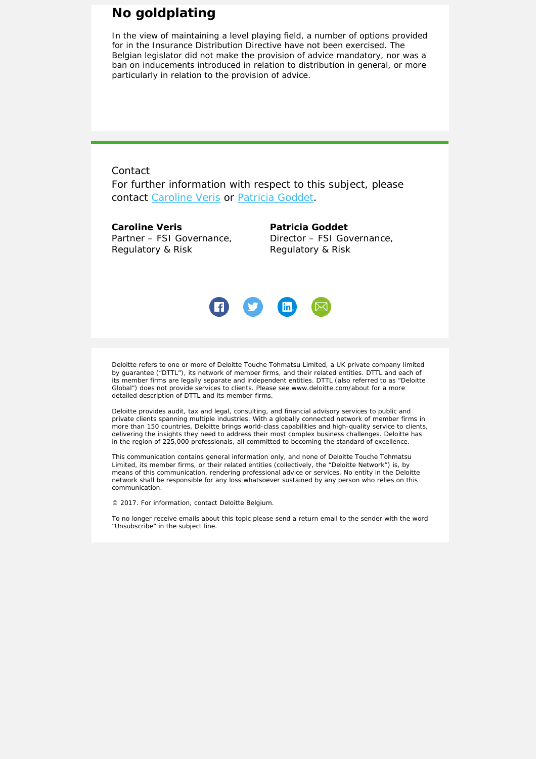## No goldplating

In the view of maintaining a level playing field, a number of options provided for in the Insurance Distribution Directive have not been exercised. The Belgian legislator did not make the provision of advice mandatory, nor was a ban on inducements introduced in relation to distribution in general, or more particularly in relation to the provision of advice.

Contact

For further information with respect to this subject, please contact Caroline Veris or Patricia Goddet.

**Caroline Veris**
Partner – FSI Governance, Regulatory & Risk

**Patricia Goddet**
Director – FSI Governance, Regulatory & Risk

Deloitte refers to one or more of Deloitte Touche Tohmatsu Limited, a UK private company limited by guarantee ("DTTL"), its network of member firms, and their related entities. DTTL and each of its member firms are legally separate and independent entities. DTTL (also referred to as "Deloitte Global") does not provide services to clients. Please see www.deloitte.com/about for a more detailed description of DTTL and its member firms.

Deloitte provides audit, tax and legal, consulting, and financial advisory services to public and private clients spanning multiple industries. With a globally connected network of member firms in more than 150 countries, Deloitte brings world-class capabilities and high-quality service to clients, delivering the insights they need to address their most complex business challenges. Deloitte has in the region of 225,000 professionals, all committed to becoming the standard of excellence.

This communication contains general information only, and none of Deloitte Touche Tohmatsu Limited, its member firms, or their related entities (collectively, the "Deloitte Network") is, by means of this communication, rendering professional advice or services. No entity in the Deloitte network shall be responsible for any loss whatsoever sustained by any person who relies on this communication.

© 2017. For information, contact Deloitte Belgium.

To no longer receive emails about this topic please send a return email to the sender with the word "Unsubscribe" in the subject line.